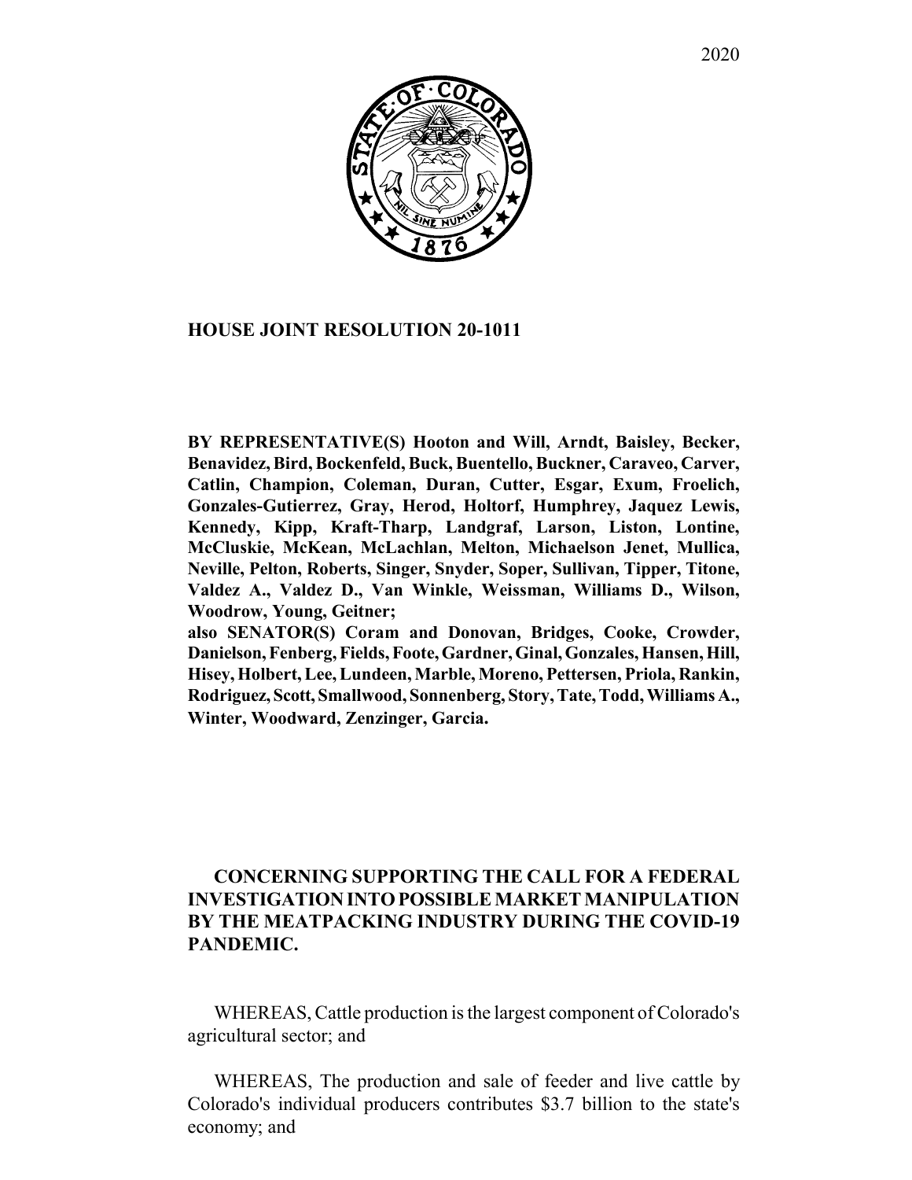2020

**HOUSE JOINT RESOLUTION 20-1011**

**BY REPRESENTATIVE(S) Hooton and Will, Arndt, Baisley, Becker, Benavidez, Bird, Bockenfeld, Buck, Buentello, Buckner, Caraveo, Carver, Catlin, Champion, Coleman, Duran, Cutter, Esgar, Exum, Froelich, Gonzales-Gutierrez, Gray, Herod, Holtorf, Humphrey, Jaquez Lewis, Kennedy, Kipp, Kraft-Tharp, Landgraf, Larson, Liston, Lontine, McCluskie, McKean, McLachlan, Melton, Michaelson Jenet, Mullica, Neville, Pelton, Roberts, Singer, Snyder, Soper, Sullivan, Tipper, Titone, Valdez A., Valdez D., Van Winkle, Weissman, Williams D., Wilson, Woodrow, Young, Geitner;**
**also SENATOR(S) Coram and Donovan, Bridges, Cooke, Crowder, Danielson, Fenberg, Fields, Foote, Gardner, Ginal, Gonzales, Hansen, Hill, Hisey, Holbert, Lee, Lundeen, Marble, Moreno, Pettersen, Priola, Rankin, Rodriguez, Scott, Smallwood, Sonnenberg, Story, Tate, Todd, Williams A., Winter, Woodward, Zenzinger, Garcia.**

**CONCERNING SUPPORTING THE CALL FOR A FEDERAL INVESTIGATION INTO POSSIBLE MARKET MANIPULATION BY THE MEATPACKING INDUSTRY DURING THE COVID-19 PANDEMIC.**

WHEREAS, Cattle production is the largest component of Colorado's agricultural sector; and

WHEREAS, The production and sale of feeder and live cattle by Colorado's individual producers contributes $3.7 billion to the state's economy; and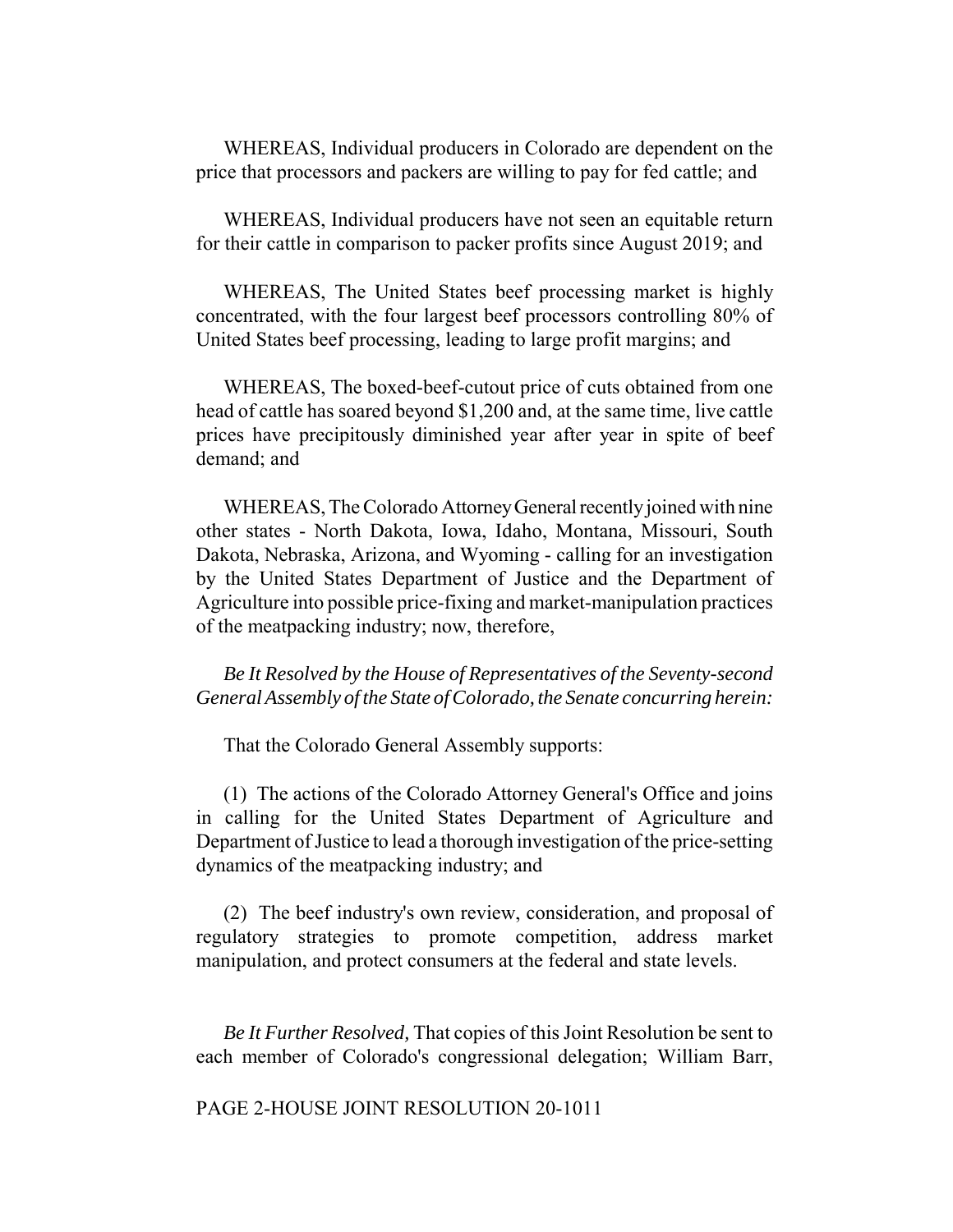WHEREAS, Individual producers in Colorado are dependent on the price that processors and packers are willing to pay for fed cattle; and

WHEREAS, Individual producers have not seen an equitable return for their cattle in comparison to packer profits since August 2019; and

WHEREAS, The United States beef processing market is highly concentrated, with the four largest beef processors controlling 80% of United States beef processing, leading to large profit margins; and

WHEREAS, The boxed-beef-cutout price of cuts obtained from one head of cattle has soared beyond $1,200 and, at the same time, live cattle prices have precipitously diminished year after year in spite of beef demand; and

WHEREAS, The Colorado Attorney General recently joined with nine other states - North Dakota, Iowa, Idaho, Montana, Missouri, South Dakota, Nebraska, Arizona, and Wyoming - calling for an investigation by the United States Department of Justice and the Department of Agriculture into possible price-fixing and market-manipulation practices of the meatpacking industry; now, therefore,

*Be It Resolved by the House of Representatives of the Seventy-second General Assembly of the State of Colorado, the Senate concurring herein:*

That the Colorado General Assembly supports:

(1) The actions of the Colorado Attorney General's Office and joins in calling for the United States Department of Agriculture and Department of Justice to lead a thorough investigation of the price-setting dynamics of the meatpacking industry; and

(2) The beef industry's own review, consideration, and proposal of regulatory strategies to promote competition, address market manipulation, and protect consumers at the federal and state levels.

*Be It Further Resolved,* That copies of this Joint Resolution be sent to each member of Colorado's congressional delegation; William Barr,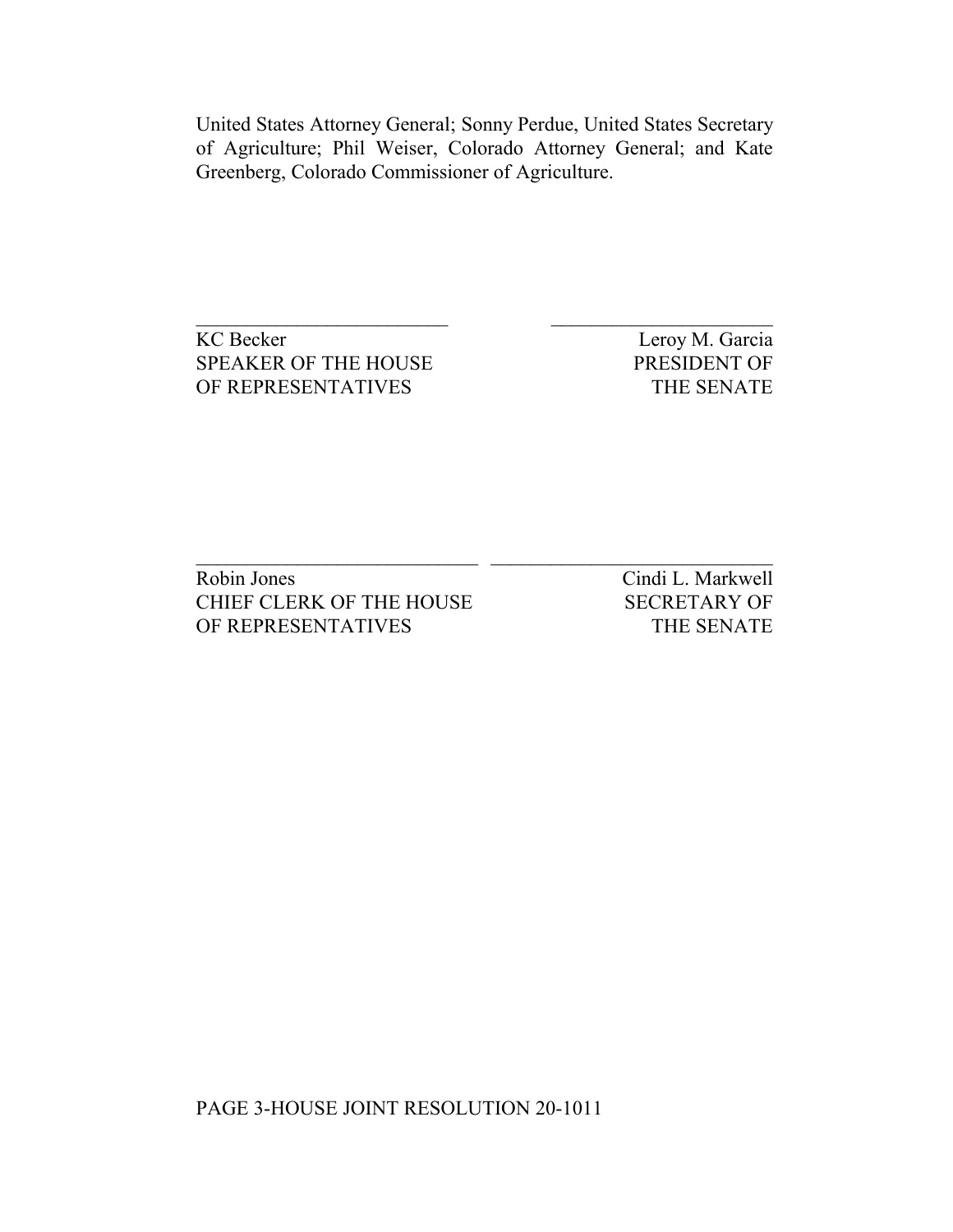United States Attorney General; Sonny Perdue, United States Secretary of Agriculture; Phil Weiser, Colorado Attorney General; and Kate Greenberg, Colorado Commissioner of Agriculture.

| | |
|---|---|
| \_\_\_\_\_\_\_\_\_\_\_\_\_\_\_\_\_\_\_\_\_\_\_\_\_ | \_\_\_\_\_\_\_\_\_\_\_\_\_\_\_\_\_\_\_\_\_\_\_\_\_ |
| KC Becker | Leroy M. Garcia |
| SPEAKER OF THE HOUSE OF REPRESENTATIVES | PRESIDENT OF THE SENATE |

| | |
|---|---|
| \_\_\_\_\_\_\_\_\_\_\_\_\_\_\_\_\_\_\_\_\_\_\_\_\_ | \_\_\_\_\_\_\_\_\_\_\_\_\_\_\_\_\_\_\_\_\_\_\_\_\_ |
| Robin Jones | Cindi L. Markwell |
| CHIEF CLERK OF THE HOUSE OF REPRESENTATIVES | SECRETARY OF THE SENATE |

PAGE 3-HOUSE JOINT RESOLUTION 20-1011